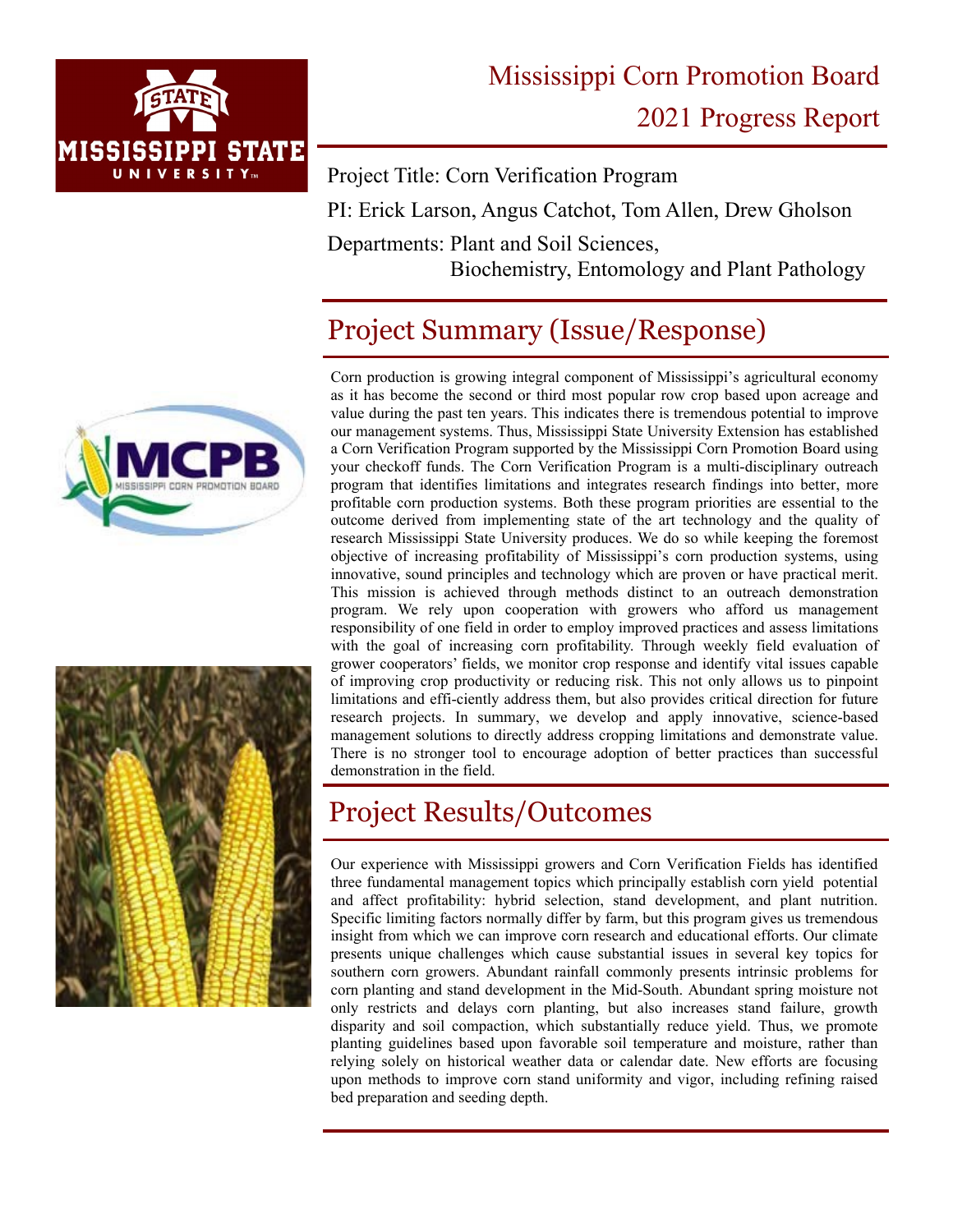# Mississippi Corn Promotion Board
# 2021 Progress Report

Project Title: Corn Verification Program

PI: Erick Larson, Angus Catchot, Tom Allen, Drew Gholson

Departments: Plant and Soil Sciences, Biochemistry, Entomology and Plant Pathology

## Project Summary (Issue/Response)

Corn production is growing integral component of Mississippi's agricultural economy as it has become the second or third most popular row crop based upon acreage and value during the past ten years. This indicates there is tremendous potential to improve our management systems. Thus, Mississippi State University Extension has established a Corn Verification Program supported by the Mississippi Corn Promotion Board using your checkoff funds. The Corn Verification Program is a multi-disciplinary outreach program that identifies limitations and integrates research findings into better, more profitable corn production systems. Both these program priorities are essential to the outcome derived from implementing state of the art technology and the quality of research Mississippi State University produces. We do so while keeping the foremost objective of increasing profitability of Mississippi's corn production systems, using innovative, sound principles and technology which are proven or have practical merit. This mission is achieved through methods distinct to an outreach demonstration program. We rely upon cooperation with growers who afford us management responsibility of one field in order to employ improved practices and assess limitations with the goal of increasing corn profitability. Through weekly field evaluation of grower cooperators' fields, we monitor crop response and identify vital issues capable of improving crop productivity or reducing risk. This not only allows us to pinpoint limitations and effi-ciently address them, but also provides critical direction for future research projects. In summary, we develop and apply innovative, science-based management solutions to directly address cropping limitations and demonstrate value. There is no stronger tool to encourage adoption of better practices than successful demonstration in the field.

## Project Results/Outcomes

Our experience with Mississippi growers and Corn Verification Fields has identified three fundamental management topics which principally establish corn yield potential and affect profitability: hybrid selection, stand development, and plant nutrition. Specific limiting factors normally differ by farm, but this program gives us tremendous insight from which we can improve corn research and educational efforts. Our climate presents unique challenges which cause substantial issues in several key topics for southern corn growers. Abundant rainfall commonly presents intrinsic problems for corn planting and stand development in the Mid-South. Abundant spring moisture not only restricts and delays corn planting, but also increases stand failure, growth disparity and soil compaction, which substantially reduce yield. Thus, we promote planting guidelines based upon favorable soil temperature and moisture, rather than relying solely on historical weather data or calendar date. New efforts are focusing upon methods to improve corn stand uniformity and vigor, including refining raised bed preparation and seeding depth.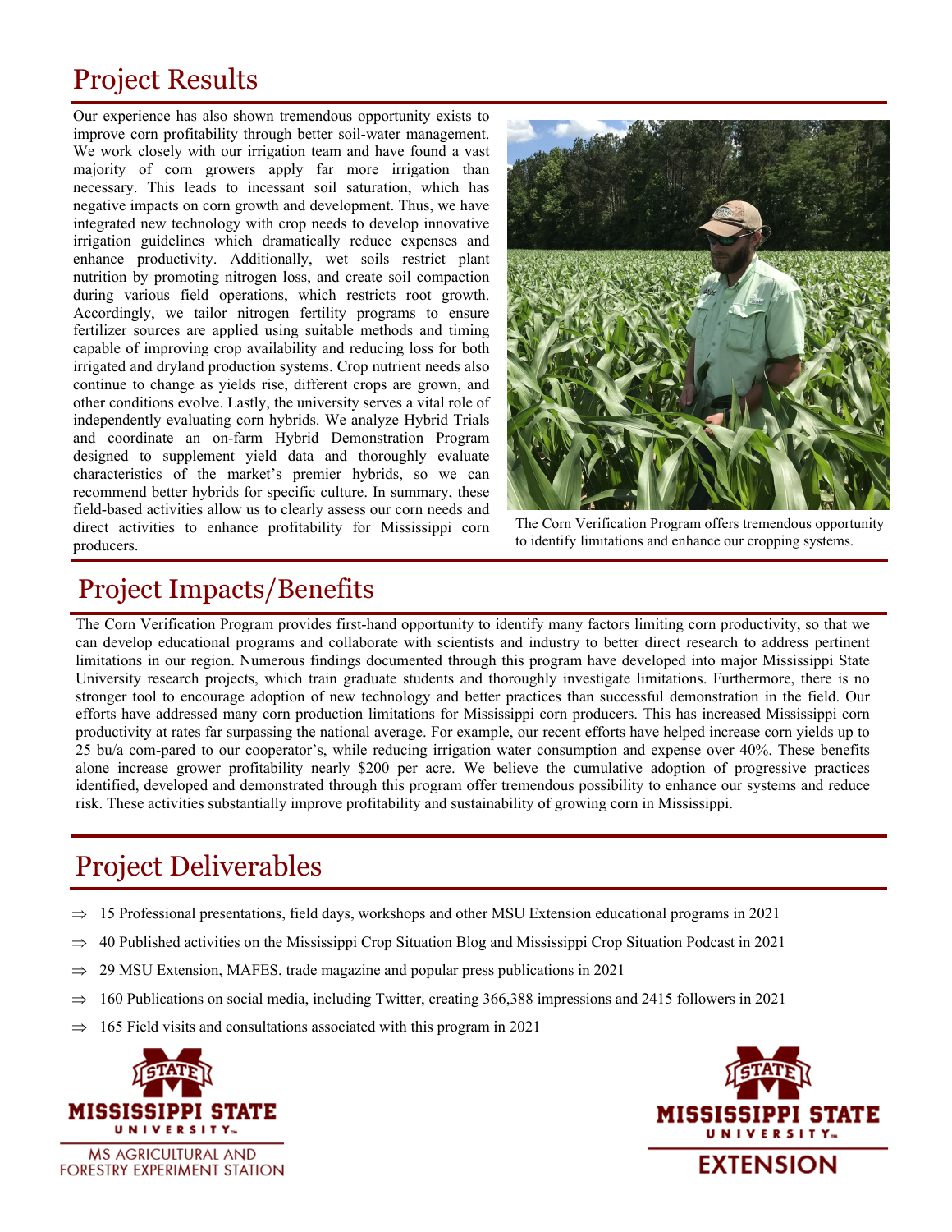## Project Results

Our experience has also shown tremendous opportunity exists to improve corn profitability through better soil-water management. We work closely with our irrigation team and have found a vast majority of corn growers apply far more irrigation than necessary. This leads to incessant soil saturation, which has negative impacts on corn growth and development. Thus, we have integrated new technology with crop needs to develop innovative irrigation guidelines which dramatically reduce expenses and enhance productivity. Additionally, wet soils restrict plant nutrition by promoting nitrogen loss, and create soil compaction during various field operations, which restricts root growth. Accordingly, we tailor nitrogen fertility programs to ensure fertilizer sources are applied using suitable methods and timing capable of improving crop availability and reducing loss for both irrigated and dryland production systems. Crop nutrient needs also continue to change as yields rise, different crops are grown, and other conditions evolve. Lastly, the university serves a vital role of independently evaluating corn hybrids. We analyze Hybrid Trials and coordinate an on-farm Hybrid Demonstration Program designed to supplement yield data and thoroughly evaluate characteristics of the market's premier hybrids, so we can recommend better hybrids for specific culture. In summary, these field-based activities allow us to clearly assess our corn needs and direct activities to enhance profitability for Mississippi corn producers.

The Corn Verification Program offers tremendous opportunity to identify limitations and enhance our cropping systems.

## Project Impacts/Benefits

The Corn Verification Program provides first-hand opportunity to identify many factors limiting corn productivity, so that we can develop educational programs and collaborate with scientists and industry to better direct research to address pertinent limitations in our region. Numerous findings documented through this program have developed into major Mississippi State University research projects, which train graduate students and thoroughly investigate limitations. Furthermore, there is no stronger tool to encourage adoption of new technology and better practices than successful demonstration in the field. Our efforts have addressed many corn production limitations for Mississippi corn producers. This has increased Mississippi corn productivity at rates far surpassing the national average. For example, our recent efforts have helped increase corn yields up to 25 bu/a com-pared to our cooperator's, while reducing irrigation water consumption and expense over 40%. These benefits alone increase grower profitability nearly $200 per acre. We believe the cumulative adoption of progressive practices identified, developed and demonstrated through this program offer tremendous possibility to enhance our systems and reduce risk. These activities substantially improve profitability and sustainability of growing corn in Mississippi.

## Project Deliverables

- ⇒ 15 Professional presentations, field days, workshops and other MSU Extension educational programs in 2021
- ⇒ 40 Published activities on the Mississippi Crop Situation Blog and Mississippi Crop Situation Podcast in 2021
- ⇒ 29 MSU Extension, MAFES, trade magazine and popular press publications in 2021
- ⇒ 160 Publications on social media, including Twitter, creating 366,388 impressions and 2415 followers in 2021
- ⇒ 165 Field visits and consultations associated with this program in 2021

MISSISSIPPI STATE UNIVERSITY
MS AGRICULTURAL AND FORESTRY EXPERIMENT STATION

MISSISSIPPI STATE UNIVERSITY
EXTENSION